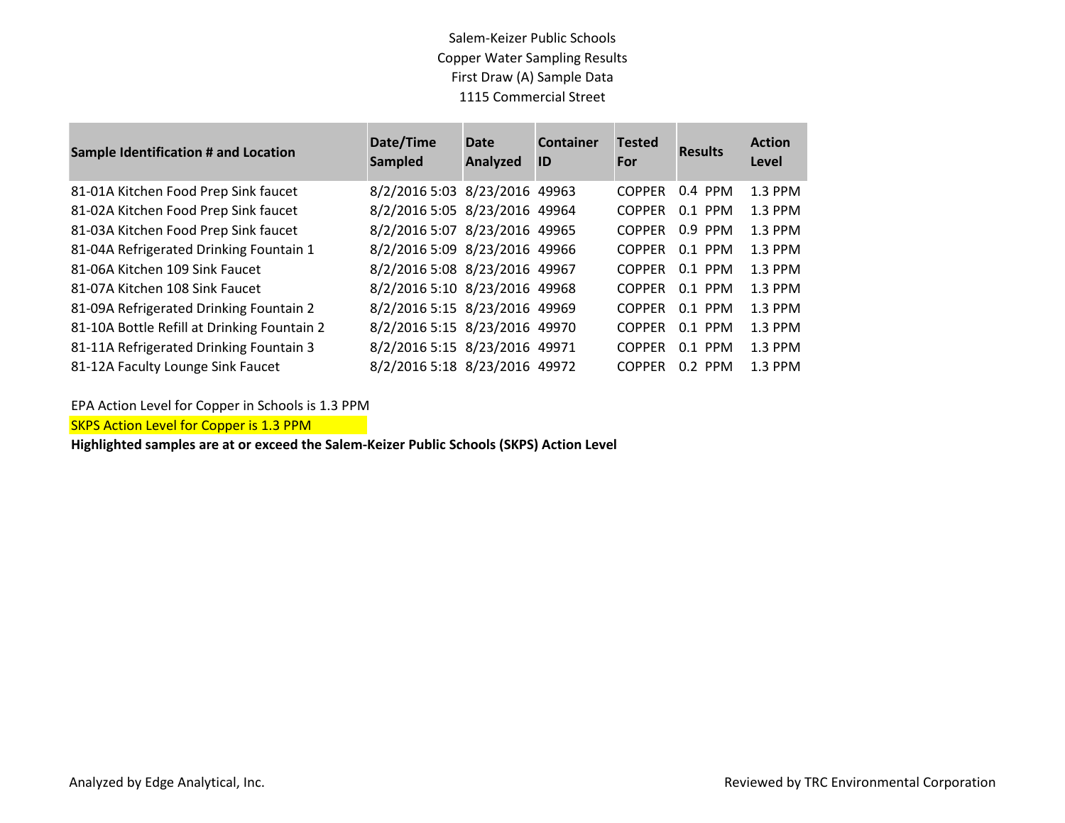# Salem-Keizer Public Schools
## Copper Water Sampling Results
### First Draw (A) Sample Data
### 1115 Commercial Street

| Sample Identification # and Location | Date/Time Sampled | Date Analyzed | Container ID | Tested For | Results | Action Level |
|---|---|---|---|---|---|---|
| 81-01A Kitchen Food Prep Sink faucet | 8/2/2016 5:03 | 8/23/2016 | 49963 | COPPER | 0.4 PPM | 1.3 PPM |
| 81-02A Kitchen Food Prep Sink faucet | 8/2/2016 5:05 | 8/23/2016 | 49964 | COPPER | 0.1 PPM | 1.3 PPM |
| 81-03A Kitchen Food Prep Sink faucet | 8/2/2016 5:07 | 8/23/2016 | 49965 | COPPER | 0.9 PPM | 1.3 PPM |
| 81-04A Refrigerated Drinking Fountain 1 | 8/2/2016 5:09 | 8/23/2016 | 49966 | COPPER | 0.1 PPM | 1.3 PPM |
| 81-06A Kitchen 109 Sink Faucet | 8/2/2016 5:08 | 8/23/2016 | 49967 | COPPER | 0.1 PPM | 1.3 PPM |
| 81-07A Kitchen 108 Sink Faucet | 8/2/2016 5:10 | 8/23/2016 | 49968 | COPPER | 0.1 PPM | 1.3 PPM |
| 81-09A Refrigerated Drinking Fountain 2 | 8/2/2016 5:15 | 8/23/2016 | 49969 | COPPER | 0.1 PPM | 1.3 PPM |
| 81-10A Bottle Refill at Drinking Fountain 2 | 8/2/2016 5:15 | 8/23/2016 | 49970 | COPPER | 0.1 PPM | 1.3 PPM |
| 81-11A Refrigerated Drinking Fountain 3 | 8/2/2016 5:15 | 8/23/2016 | 49971 | COPPER | 0.1 PPM | 1.3 PPM |
| 81-12A Faculty Lounge Sink Faucet | 8/2/2016 5:18 | 8/23/2016 | 49972 | COPPER | 0.2 PPM | 1.3 PPM |

EPA Action Level for Copper in Schools is 1.3 PPM

SKPS Action Level for Copper is 1.3 PPM

**Highlighted samples are at or exceed the Salem-Keizer Public Schools (SKPS) Action Level**

Analyzed by Edge Analytical, Inc.

Reviewed by TRC Environmental Corporation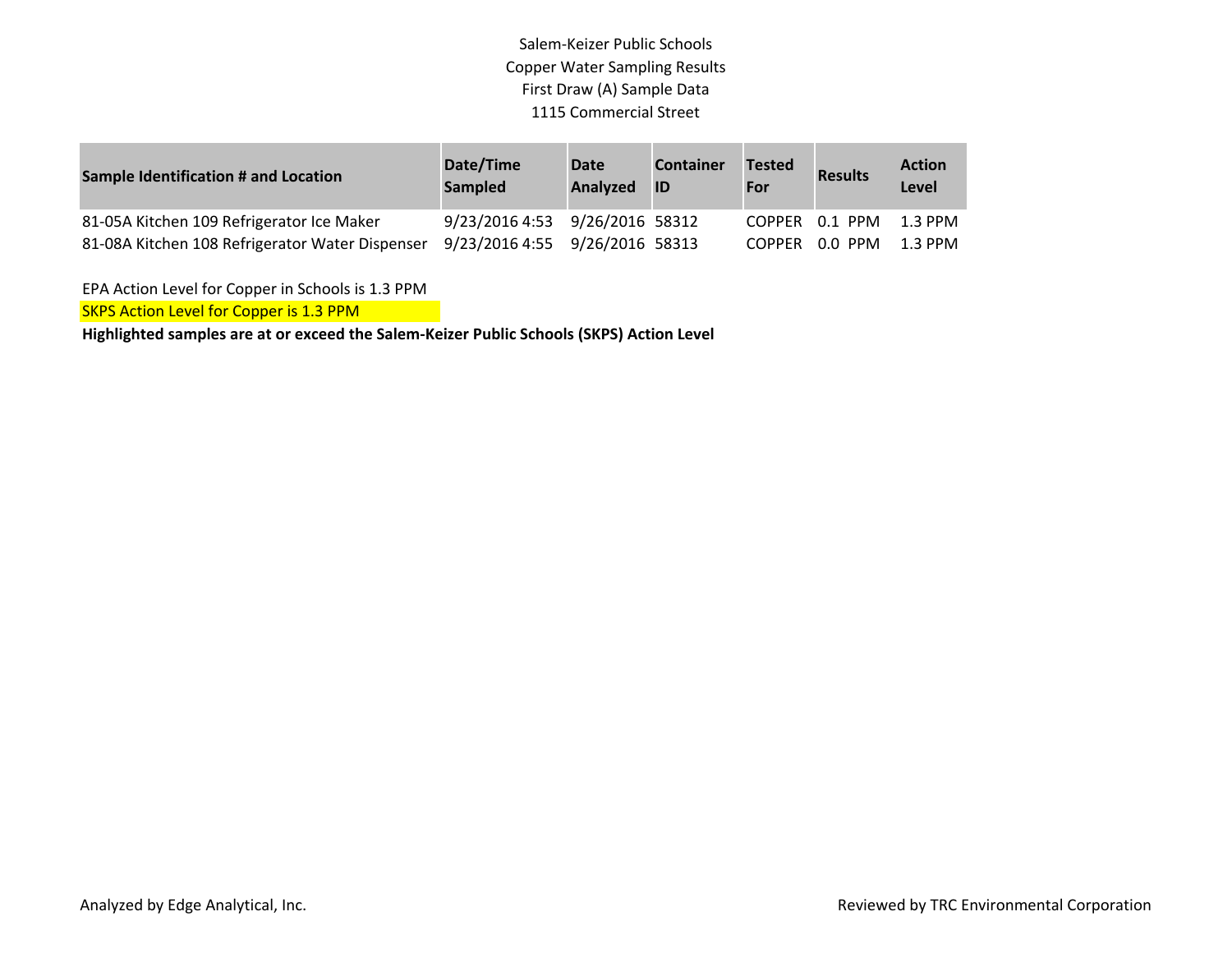Salem-Keizer Public Schools
Copper Water Sampling Results
First Draw (A) Sample Data
1115 Commercial Street

| Sample Identification # and Location | Date/Time Sampled | Date Analyzed | Container ID | Tested For | Results | Action Level |
| --- | --- | --- | --- | --- | --- | --- |
| 81-05A Kitchen 109 Refrigerator Ice Maker | 9/23/2016 4:53 | 9/26/2016 | 58312 | COPPER | 0.1 PPM | 1.3 PPM |
| 81-08A Kitchen 108 Refrigerator Water Dispenser | 9/23/2016 4:55 | 9/26/2016 | 58313 | COPPER | 0.0 PPM | 1.3 PPM |

EPA Action Level for Copper in Schools is 1.3 PPM

SKPS Action Level for Copper is 1.3 PPM

**Highlighted samples are at or exceed the Salem-Keizer Public Schools (SKPS) Action Level**

Analyzed by Edge Analytical, Inc.

Reviewed by TRC Environmental Corporation